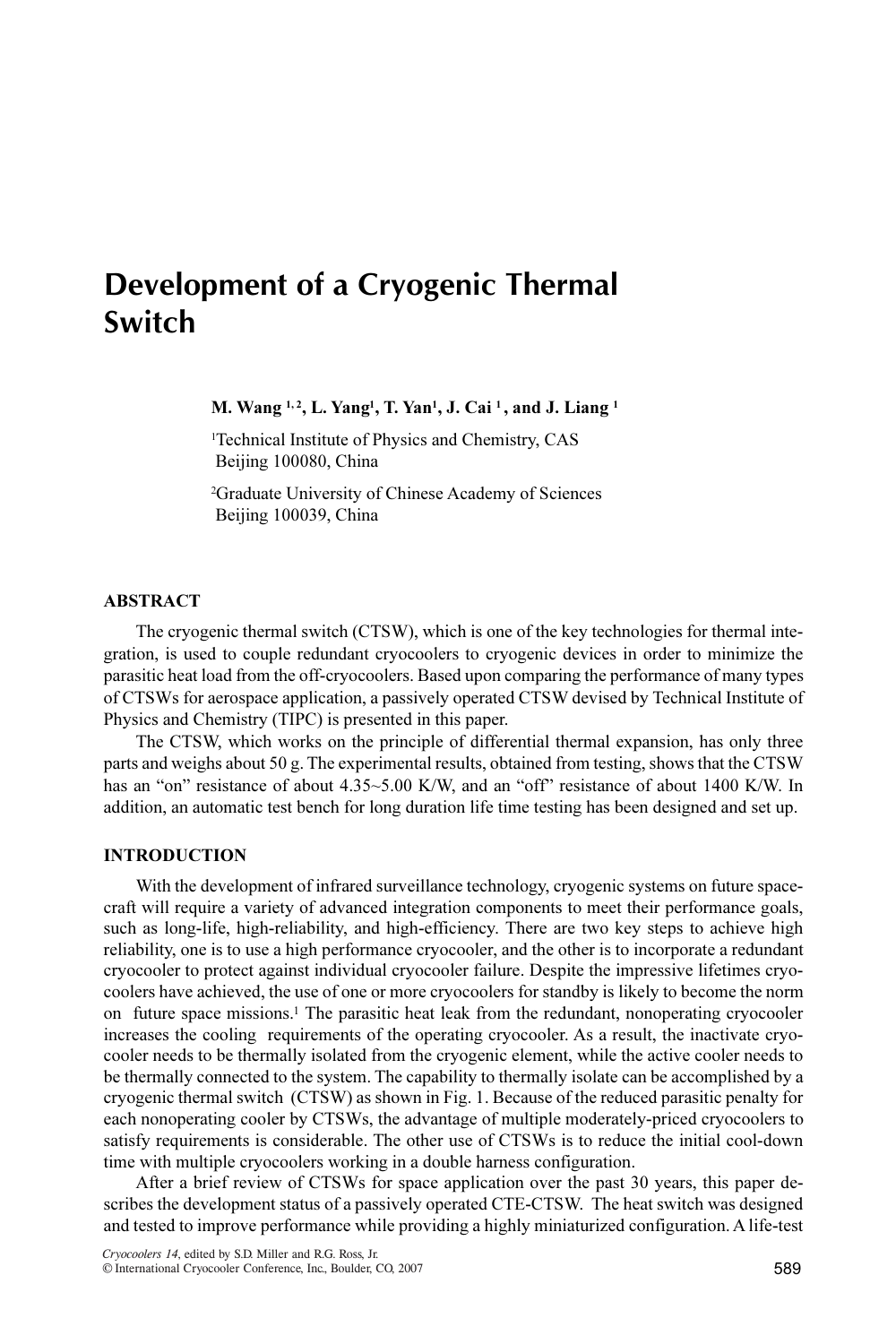# Development of a Cryogenic Thermal Switch

**M. Wang [1,2], L. Yang[1], T. Yan[1], J. Cai [1], and J. Liang [1]**

[1]Technical Institute of Physics and Chemistry, CAS
Beijing 100080, China

[2]Graduate University of Chinese Academy of Sciences
Beijing 100039, China

## ABSTRACT

The cryogenic thermal switch (CTSW), which is one of the key technologies for thermal integration, is used to couple redundant cryocoolers to cryogenic devices in order to minimize the parasitic heat load from the off-cryocoolers. Based upon comparing the performance of many types of CTSWs for aerospace application, a passively operated CTSW devised by Technical Institute of Physics and Chemistry (TIPC) is presented in this paper.

The CTSW, which works on the principle of differential thermal expansion, has only three parts and weighs about 50 g. The experimental results, obtained from testing, shows that the CTSW has an "on" resistance of about 4.35~5.00 K/W, and an "off" resistance of about 1400 K/W. In addition, an automatic test bench for long duration life time testing has been designed and set up.

## INTRODUCTION

With the development of infrared surveillance technology, cryogenic systems on future spacecraft will require a variety of advanced integration components to meet their performance goals, such as long-life, high-reliability, and high-efficiency. There are two key steps to achieve high reliability, one is to use a high performance cryocooler, and the other is to incorporate a redundant cryocooler to protect against individual cryocooler failure. Despite the impressive lifetimes cryocoolers have achieved, the use of one or more cryocoolers for standby is likely to become the norm on future space missions.[1] The parasitic heat leak from the redundant, nonoperating cryocooler increases the cooling requirements of the operating cryocooler. As a result, the inactivate cryocooler needs to be thermally isolated from the cryogenic element, while the active cooler needs to be thermally connected to the system. The capability to thermally isolate can be accomplished by a cryogenic thermal switch (CTSW) as shown in Fig. 1. Because of the reduced parasitic penalty for each nonoperating cooler by CTSWs, the advantage of multiple moderately-priced cryocoolers to satisfy requirements is considerable. The other use of CTSWs is to reduce the initial cool-down time with multiple cryocoolers working in a double harness configuration.

After a brief review of CTSWs for space application over the past 30 years, this paper describes the development status of a passively operated CTE-CTSW. The heat switch was designed and tested to improve performance while providing a highly miniaturized configuration. A life-test

*Cryocoolers 14*, edited by S.D. Miller and R.G. Ross, Jr.
© International Cryocooler Conference, Inc., Boulder, CO, 2007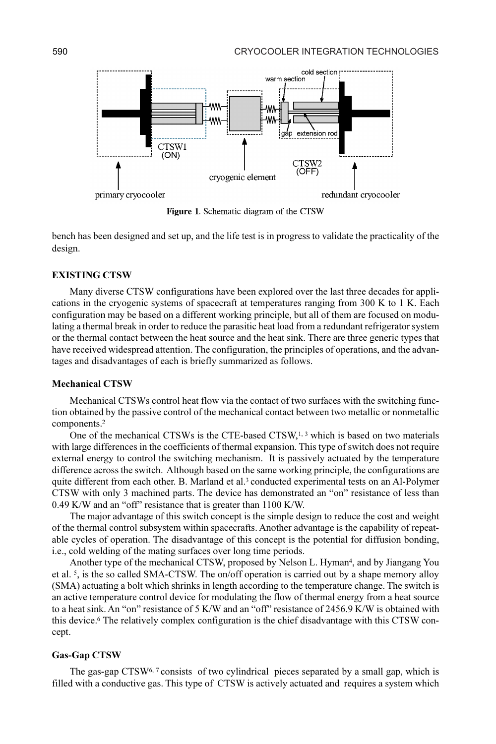Figure 1. Schematic diagram of the CTSW

bench has been designed and set up, and the life test is in progress to validate the practicality of the design.

## EXISTING CTSW

Many diverse CTSW configurations have been explored over the last three decades for applications in the cryogenic systems of spacecraft at temperatures ranging from 300 K to 1 K. Each configuration may be based on a different working principle, but all of them are focused on modulating a thermal break in order to reduce the parasitic heat load from a redundant refrigerator system or the thermal contact between the heat source and the heat sink. There are three generic types that have received widespread attention. The configuration, the principles of operations, and the advantages and disadvantages of each is briefly summarized as follows.

### Mechanical CTSW

Mechanical CTSWs control heat flow via the contact of two surfaces with the switching function obtained by the passive control of the mechanical contact between two metallic or nonmetallic components.[2]

One of the mechanical CTSWs is the CTE-based CTSW,[1, 3] which is based on two materials with large differences in the coefficients of thermal expansion. This type of switch does not require external energy to control the switching mechanism. It is passively actuated by the temperature difference across the switch. Although based on the same working principle, the configurations are quite different from each other. B. Marland et al.[3] conducted experimental tests on an Al-Polymer CTSW with only 3 machined parts. The device has demonstrated an "on" resistance of less than 0.49 K/W and an "off" resistance that is greater than 1100 K/W.

The major advantage of this switch concept is the simple design to reduce the cost and weight of the thermal control subsystem within spacecrafts. Another advantage is the capability of repeatable cycles of operation. The disadvantage of this concept is the potential for diffusion bonding, i.e., cold welding of the mating surfaces over long time periods.

Another type of the mechanical CTSW, proposed by Nelson L. Hyman[4], and by Jiangang You et al. [5], is the so called SMA-CTSW. The on/off operation is carried out by a shape memory alloy (SMA) actuating a bolt which shrinks in length according to the temperature change. The switch is an active temperature control device for modulating the flow of thermal energy from a heat source to a heat sink. An "on" resistance of 5 K/W and an "off" resistance of 2456.9 K/W is obtained with this device.[6] The relatively complex configuration is the chief disadvantage with this CTSW concept.

### Gas-Gap CTSW

The gas-gap CTSW[6, 7] consists of two cylindrical pieces separated by a small gap, which is filled with a conductive gas. This type of CTSW is actively actuated and requires a system which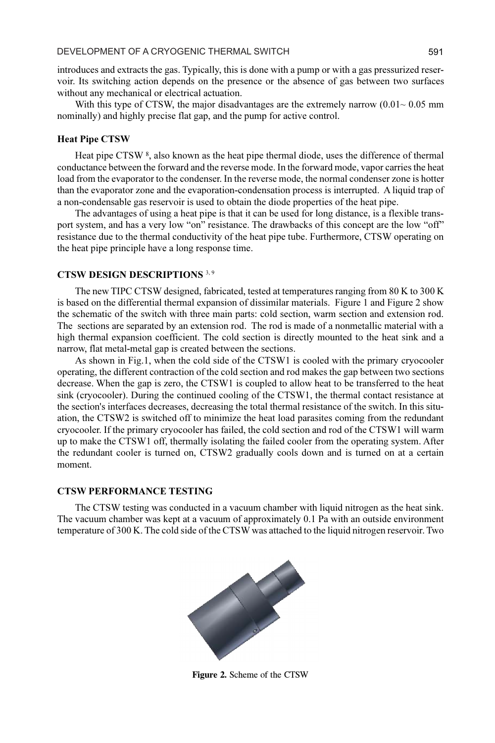introduces and extracts the gas. Typically, this is done with a pump or with a gas pressurized reservoir. Its switching action depends on the presence or the absence of gas between two surfaces without any mechanical or electrical actuation.

With this type of CTSW, the major disadvantages are the extremely narrow (0.01~ 0.05 mm nominally) and highly precise flat gap, and the pump for active control.

### Heat Pipe CTSW

Heat pipe CTSW [8], also known as the heat pipe thermal diode, uses the difference of thermal conductance between the forward and the reverse mode. In the forward mode, vapor carries the heat load from the evaporator to the condenser. In the reverse mode, the normal condenser zone is hotter than the evaporator zone and the evaporation-condensation process is interrupted. A liquid trap of a non-condensable gas reservoir is used to obtain the diode properties of the heat pipe.

The advantages of using a heat pipe is that it can be used for long distance, is a flexible transport system, and has a very low "on" resistance. The drawbacks of this concept are the low "off" resistance due to the thermal conductivity of the heat pipe tube. Furthermore, CTSW operating on the heat pipe principle have a long response time.

## CTSW DESIGN DESCRIPTIONS [3, 9]

The new TIPC CTSW designed, fabricated, tested at temperatures ranging from 80 K to 300 K is based on the differential thermal expansion of dissimilar materials. Figure 1 and Figure 2 show the schematic of the switch with three main parts: cold section, warm section and extension rod. The sections are separated by an extension rod. The rod is made of a nonmetallic material with a high thermal expansion coefficient. The cold section is directly mounted to the heat sink and a narrow, flat metal-metal gap is created between the sections.

As shown in Fig.1, when the cold side of the CTSW1 is cooled with the primary cryocooler operating, the different contraction of the cold section and rod makes the gap between two sections decrease. When the gap is zero, the CTSW1 is coupled to allow heat to be transferred to the heat sink (cryocooler). During the continued cooling of the CTSW1, the thermal contact resistance at the section's interfaces decreases, decreasing the total thermal resistance of the switch. In this situation, the CTSW2 is switched off to minimize the heat load parasites coming from the redundant cryocooler. If the primary cryocooler has failed, the cold section and rod of the CTSW1 will warm up to make the CTSW1 off, thermally isolating the failed cooler from the operating system. After the redundant cooler is turned on, CTSW2 gradually cools down and is turned on at a certain moment.

## CTSW PERFORMANCE TESTING

The CTSW testing was conducted in a vacuum chamber with liquid nitrogen as the heat sink. The vacuum chamber was kept at a vacuum of approximately 0.1 Pa with an outside environment temperature of 300 K. The cold side of the CTSW was attached to the liquid nitrogen reservoir. Two

**Figure 2.** Scheme of the CTSW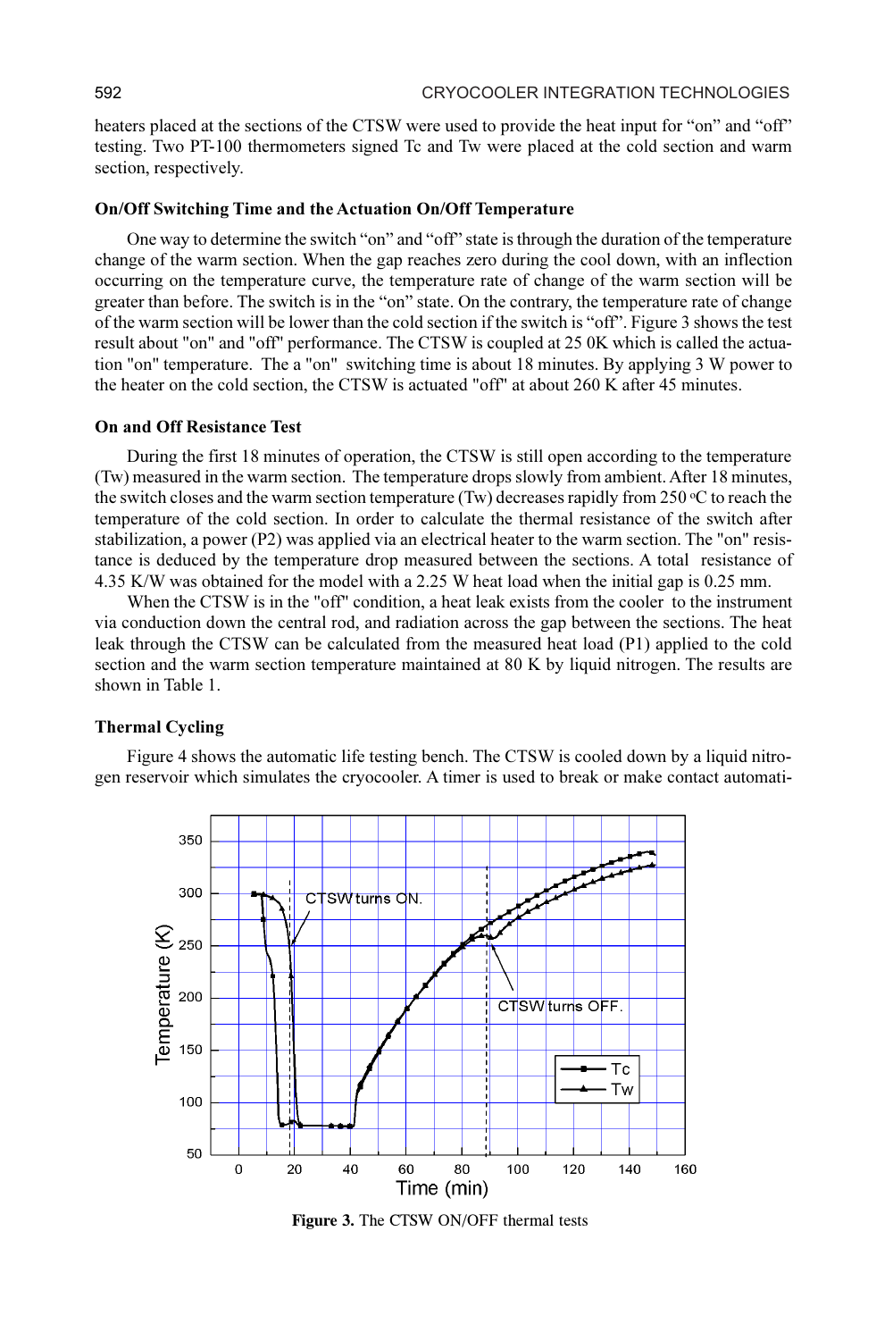heaters placed at the sections of the CTSW were used to provide the heat input for "on" and "off" testing. Two PT-100 thermometers signed Tc and Tw were placed at the cold section and warm section, respectively.

### On/Off Switching Time and the Actuation On/Off Temperature

One way to determine the switch "on" and "off" state is through the duration of the temperature change of the warm section. When the gap reaches zero during the cool down, with an inflection occurring on the temperature curve, the temperature rate of change of the warm section will be greater than before. The switch is in the "on" state. On the contrary, the temperature rate of change of the warm section will be lower than the cold section if the switch is "off". Figure 3 shows the test result about "on" and "off" performance. The CTSW is coupled at 25 0K which is called the actuation "on" temperature. The a "on" switching time is about 18 minutes. By applying 3 W power to the heater on the cold section, the CTSW is actuated "off" at about 260 K after 45 minutes.

### On and Off Resistance Test

During the first 18 minutes of operation, the CTSW is still open according to the temperature (Tw) measured in the warm section. The temperature drops slowly from ambient. After 18 minutes, the switch closes and the warm section temperature (Tw) decreases rapidly from 250 °C to reach the temperature of the cold section. In order to calculate the thermal resistance of the switch after stabilization, a power (P2) was applied via an electrical heater to the warm section. The "on" resistance is deduced by the temperature drop measured between the sections. A total resistance of 4.35 K/W was obtained for the model with a 2.25 W heat load when the initial gap is 0.25 mm.

When the CTSW is in the "off" condition, a heat leak exists from the cooler to the instrument via conduction down the central rod, and radiation across the gap between the sections. The heat leak through the CTSW can be calculated from the measured heat load (P1) applied to the cold section and the warm section temperature maintained at 80 K by liquid nitrogen. The results are shown in Table 1.

### Thermal Cycling

Figure 4 shows the automatic life testing bench. The CTSW is cooled down by a liquid nitrogen reservoir which simulates the cryocooler. A timer is used to break or make contact automati-

**Figure 3.** The CTSW ON/OFF thermal tests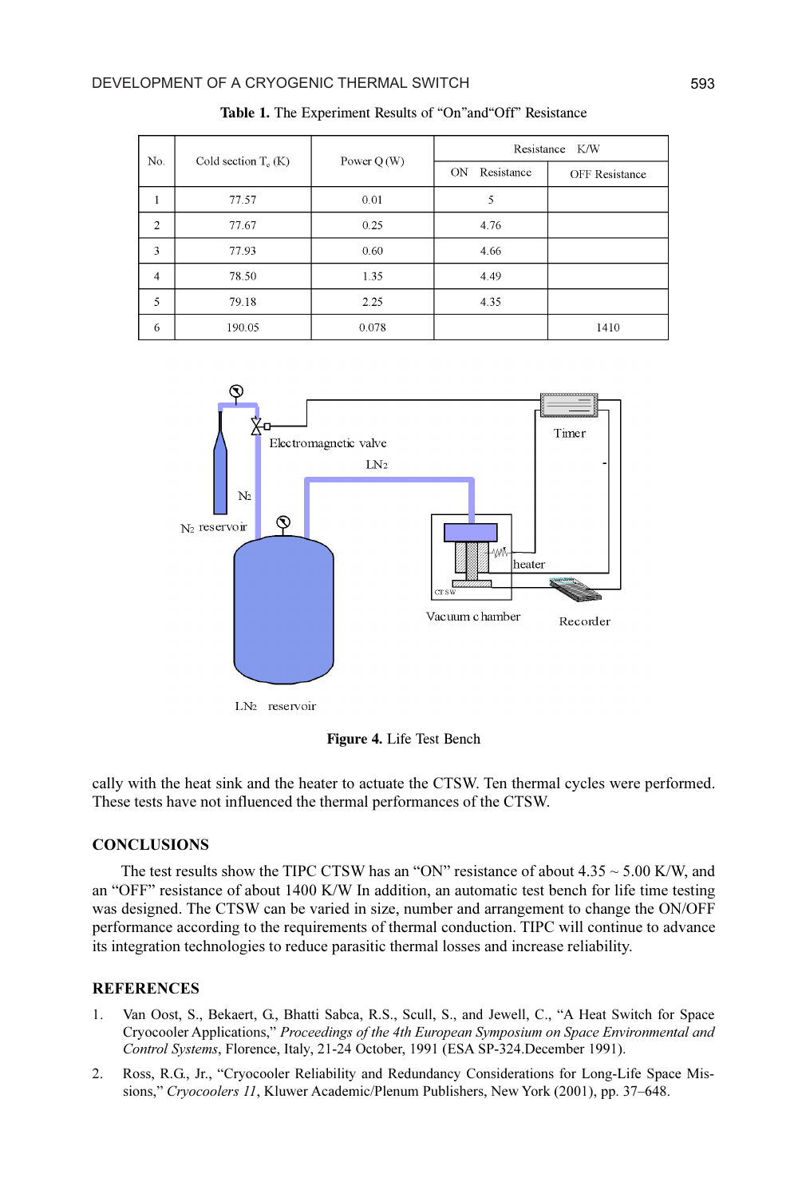**Table 1.** The Experiment Results of "On"and"Off" Resistance

| No. | Cold section $T_c$ (K) | Power Q (W) | Resistance K/W | |
|---|---|---|---|---|
| | | | ON Resistance | OFF Resistance |
| 1 | 77.57 | 0.01 | 5 | |
| 2 | 77.67 | 0.25 | 4.76 | |
| 3 | 77.93 | 0.60 | 4.66 | |
| 4 | 78.50 | 1.35 | 4.49 | |
| 5 | 79.18 | 2.25 | 4.35 | |
| 6 | 190.05 | 0.078 | | 1410 |

**Figure 4.** Life Test Bench

cally with the heat sink and the heater to actuate the CTSW. Ten thermal cycles were performed. These tests have not influenced the thermal performances of the CTSW.

## CONCLUSIONS

The test results show the TIPC CTSW has an "ON" resistance of about 4.35 ~ 5.00 K/W, and an "OFF" resistance of about 1400 K/W In addition, an automatic test bench for life time testing was designed. The CTSW can be varied in size, number and arrangement to change the ON/OFF performance according to the requirements of thermal conduction. TIPC will continue to advance its integration technologies to reduce parasitic thermal losses and increase reliability.

## REFERENCES

1. Van Oost, S., Bekaert, G., Bhatti Sabca, R.S., Scull, S., and Jewell, C., "A Heat Switch for Space Cryocooler Applications," *Proceedings of the 4th European Symposium on Space Environmental and Control Systems*, Florence, Italy, 21-24 October, 1991 (ESA SP-324.December 1991).
2. Ross, R.G., Jr., "Cryocooler Reliability and Redundancy Considerations for Long-Life Space Missions," *Cryocoolers 11*, Kluwer Academic/Plenum Publishers, New York (2001), pp. 37–648.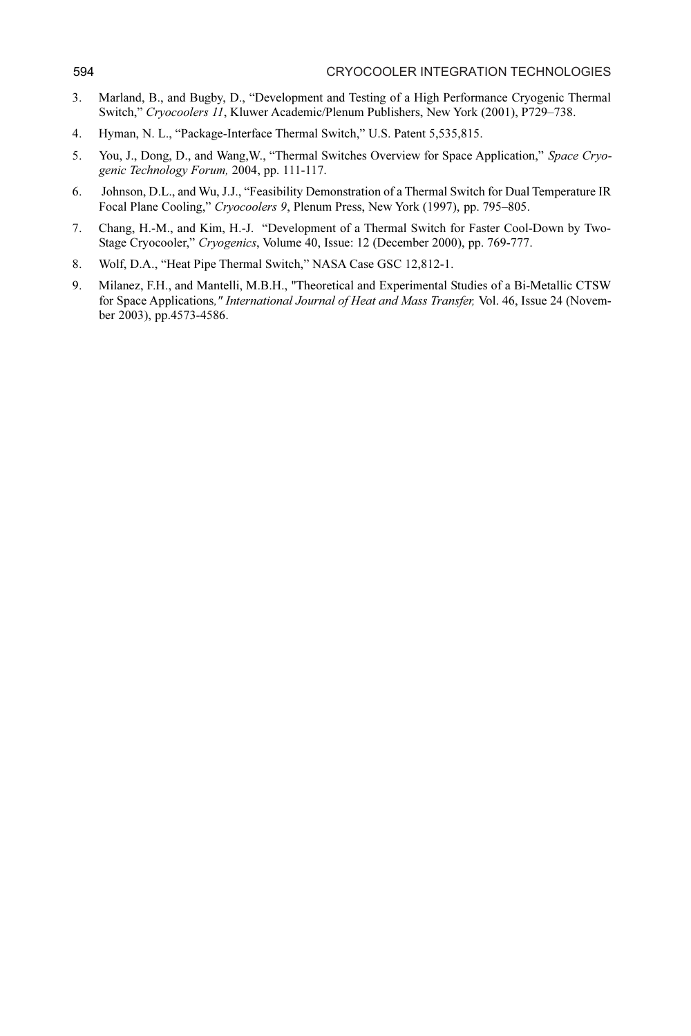3. Marland, B., and Bugby, D., "Development and Testing of a High Performance Cryogenic Thermal Switch," *Cryocoolers 11*, Kluwer Academic/Plenum Publishers, New York (2001), P729–738.

4. Hyman, N. L., "Package-Interface Thermal Switch," U.S. Patent 5,535,815.

5. You, J., Dong, D., and Wang,W., "Thermal Switches Overview for Space Application," *Space Cryogenic Technology Forum,* 2004, pp. 111-117.

6. Johnson, D.L., and Wu, J.J., "Feasibility Demonstration of a Thermal Switch for Dual Temperature IR Focal Plane Cooling," *Cryocoolers 9*, Plenum Press, New York (1997), pp. 795–805.

7. Chang, H.-M., and Kim, H.-J. "Development of a Thermal Switch for Faster Cool-Down by Two-Stage Cryocooler," *Cryogenics*, Volume 40, Issue: 12 (December 2000), pp. 769-777.

8. Wolf, D.A., "Heat Pipe Thermal Switch," NASA Case GSC 12,812-1.

9. Milanez, F.H., and Mantelli, M.B.H., "Theoretical and Experimental Studies of a Bi-Metallic CTSW for Space Applications*," International Journal of Heat and Mass Transfer,* Vol. 46, Issue 24 (November 2003), pp.4573-4586.